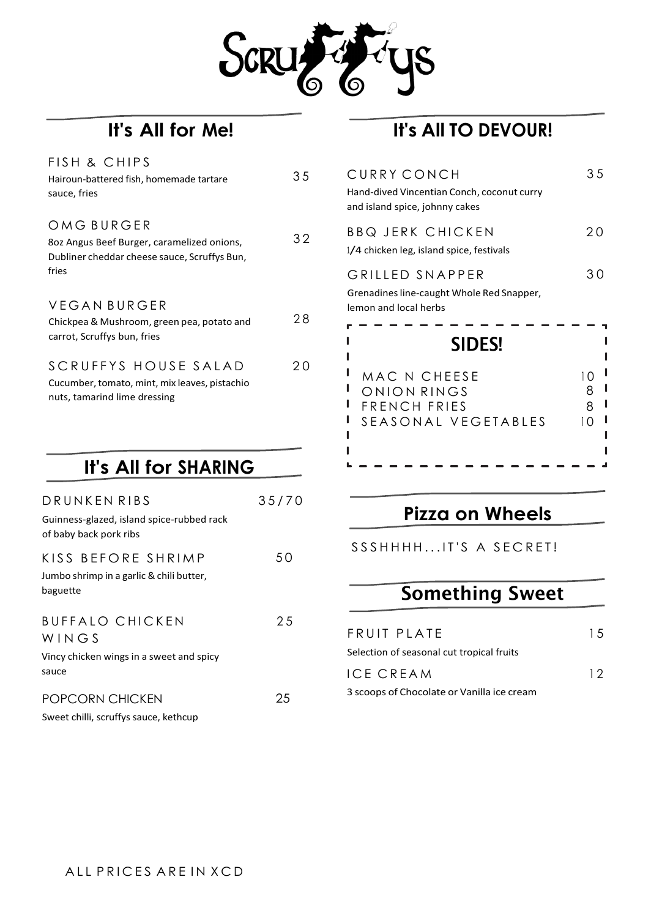# Scruffys

## It's All for Me!

**FISH & CHIPS** — 35
Hairoun-battered fish, homemade tartare sauce, fries

**OMG BURGER** — 32
8oz Angus Beef Burger, caramelized onions, Dubliner cheddar cheese sauce, Scruffys Bun, fries

**VEGAN BURGER** — 28
Chickpea & Mushroom, green pea, potato and carrot, Scruffys bun, fries

**SCRUFFYS HOUSE SALAD** — 20
Cucumber, tomato, mint, mix leaves, pistachio nuts, tamarind lime dressing

## It's All for SHARING

**DRUNKEN RIBS** — 35/70
Guinness-glazed, island spice-rubbed rack of baby back pork ribs

**KISS BEFORE SHRIMP** — 50
Jumbo shrimp in a garlic & chili butter, baguette

**BUFFALO CHICKEN WINGS** — 25
Vincy chicken wings in a sweet and spicy sauce

**POPCORN CHICKEN** — 25
Sweet chilli, scruffys sauce, kethcup

## It's All TO DEVOUR!

**CURRY CONCH** — 35
Hand-dived Vincentian Conch, coconut curry and island spice, johnny cakes

**BBQ JERK CHICKEN** — 20
1/4 chicken leg, island spice, festivals

**GRILLED SNAPPER** — 30
Grenadines line-caught Whole Red Snapper, lemon and local herbs

### SIDES!

| Item | Price |
|---|---|
| MAC N CHEESE | 10 |
| ONION RINGS | 8 |
| FRENCH FRIES | 8 |
| SEASONAL VEGETABLES | 10 |

## Pizza on Wheels

SSSHHHH...IT'S A SECRET!

## Something Sweet

**FRUIT PLATE** — 15
Selection of seasonal cut tropical fruits

**ICE CREAM** — 12
3 scoops of Chocolate or Vanilla ice cream

ALL PRICES ARE IN XCD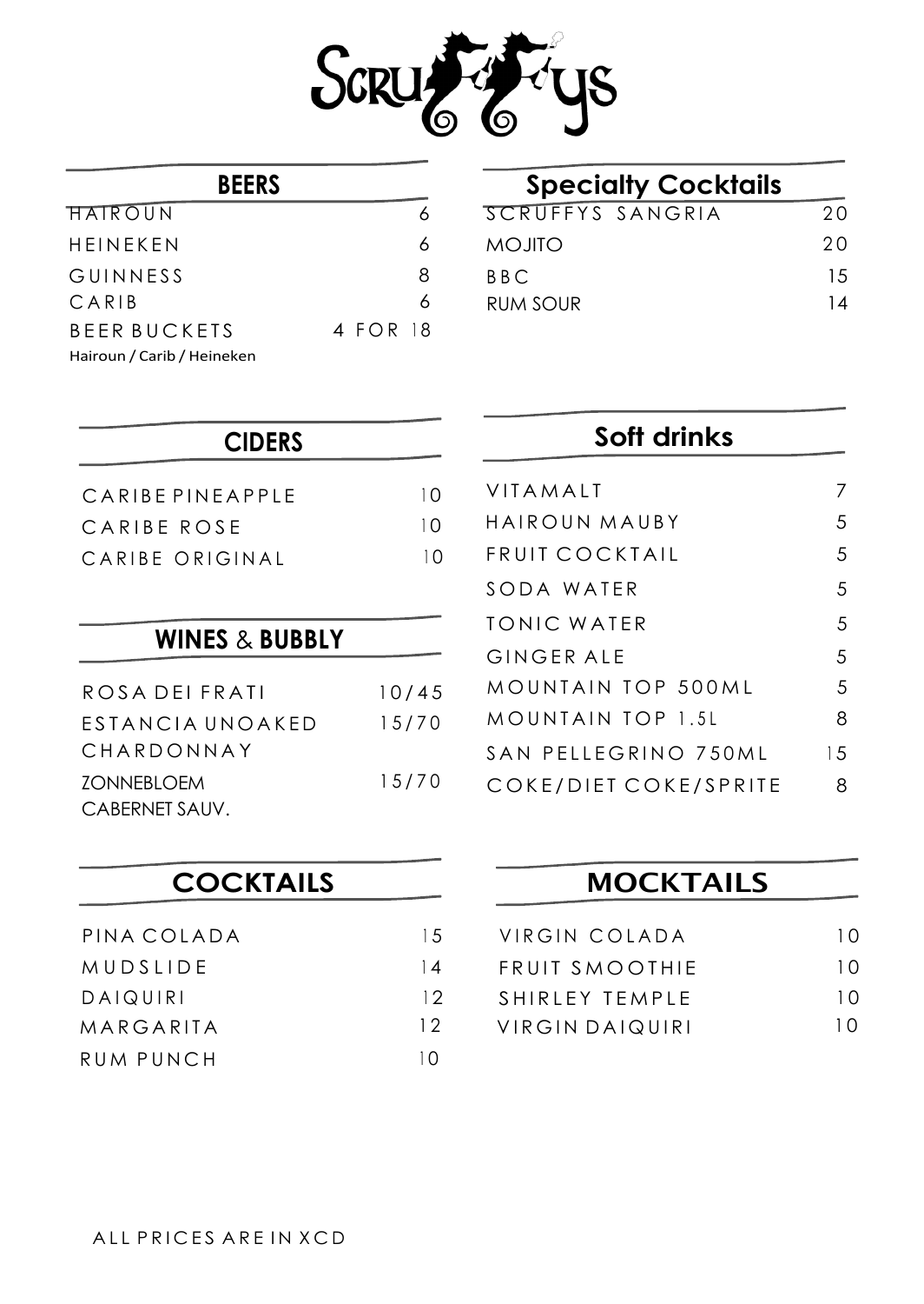# Scruffys

## BEERS

| | |
|---|---|
| HAIROUN | 6 |
| HEINEKEN | 6 |
| GUINNESS | 8 |
| CARIB | 6 |
| BEER BUCKETS | 4 FOR 18 |

Hairoun / Carib / Heineken

## Specialty Cocktails

| | |
|---|---|
| SCRUFFYS SANGRIA | 20 |
| MOJITO | 20 |
| BBC | 15 |
| RUM SOUR | 14 |

## CIDERS

| | |
|---|---|
| CARIBE PINEAPPLE | 10 |
| CARIBE ROSE | 10 |
| CARIBE ORIGINAL | 10 |

## WINES & BUBBLY

| | |
|---|---|
| ROSA DEI FRATI | 10/45 |
| ESTANCIA UNOAKED CHARDONNAY | 15/70 |
| ZONNEBLOEM CABERNET SAUV. | 15/70 |

## Soft drinks

| | |
|---|---|
| VITAMALT | 7 |
| HAIROUN MAUBY | 5 |
| FRUIT COCKTAIL | 5 |
| SODA WATER | 5 |
| TONIC WATER | 5 |
| GINGER ALE | 5 |
| MOUNTAIN TOP 500ML | 5 |
| MOUNTAIN TOP 1.5L | 8 |
| SAN PELLEGRINO 750ML | 15 |
| COKE/DIET COKE/SPRITE | 8 |

## COCKTAILS

| | |
|---|---|
| PINA COLADA | 15 |
| MUDSLIDE | 14 |
| DAIQUIRI | 12 |
| MARGARITA | 12 |
| RUM PUNCH | 10 |

## MOCKTAILS

| | |
|---|---|
| VIRGIN COLADA | 10 |
| FRUIT SMOOTHIE | 10 |
| SHIRLEY TEMPLE | 10 |
| VIRGIN DAIQUIRI | 10 |

ALL PRICES ARE IN XCD